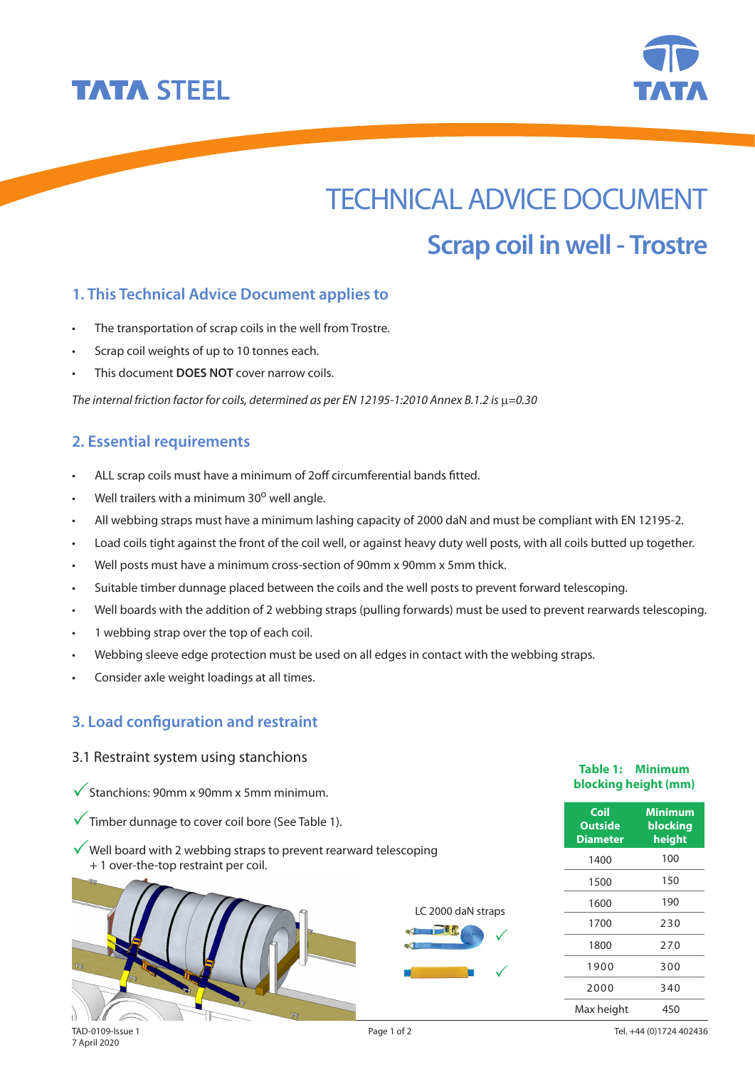TATA STEEL

# TECHNICAL ADVICE DOCUMENT

## Scrap coil in well - Trostre

### 1. This Technical Advice Document applies to

- The transportation of scrap coils in the well from Trostre.
- Scrap coil weights of up to 10 tonnes each.
- This document **DOES NOT** cover narrow coils.

*The internal friction factor for coils, determined as per EN 12195-1:2010 Annex B.1.2 is* $\mu$*=0.30*

### 2. Essential requirements

- ALL scrap coils must have a minimum of 2off circumferential bands fitted.
- Well trailers with a minimum 30$^{o}$ well angle.
- All webbing straps must have a minimum lashing capacity of 2000 daN and must be compliant with EN 12195-2.
- Load coils tight against the front of the coil well, or against heavy duty well posts, with all coils butted up together.
- Well posts must have a minimum cross-section of 90mm x 90mm x 5mm thick.
- Suitable timber dunnage placed between the coils and the well posts to prevent forward telescoping.
- Well boards with the addition of 2 webbing straps (pulling forwards) must be used to prevent rearwards telescoping.
- 1 webbing strap over the top of each coil.
- Webbing sleeve edge protection must be used on all edges in contact with the webbing straps.
- Consider axle weight loadings at all times.

### 3. Load configuration and restraint

3.1 Restraint system using stanchions

✓ Stanchions: 90mm x 90mm x 5mm minimum.

✓ Timber dunnage to cover coil bore (See Table 1).

✓ Well board with 2 webbing straps to prevent rearward telescoping + 1 over-the-top restraint per coil.

LC 2000 daN straps ✓ ✓

**Table 1: Minimum blocking height (mm)**

| Coil Outside Diameter | Minimum blocking height |
|---|---|
| 1400 | 100 |
| 1500 | 150 |
| 1600 | 190 |
| 1700 | 230 |
| 1800 | 270 |
| 1900 | 300 |
| 2000 | 340 |
| Max height | 450 |

TAD-0109-Issue 1
7 April 2020

Tel. +44 (0)1724 402436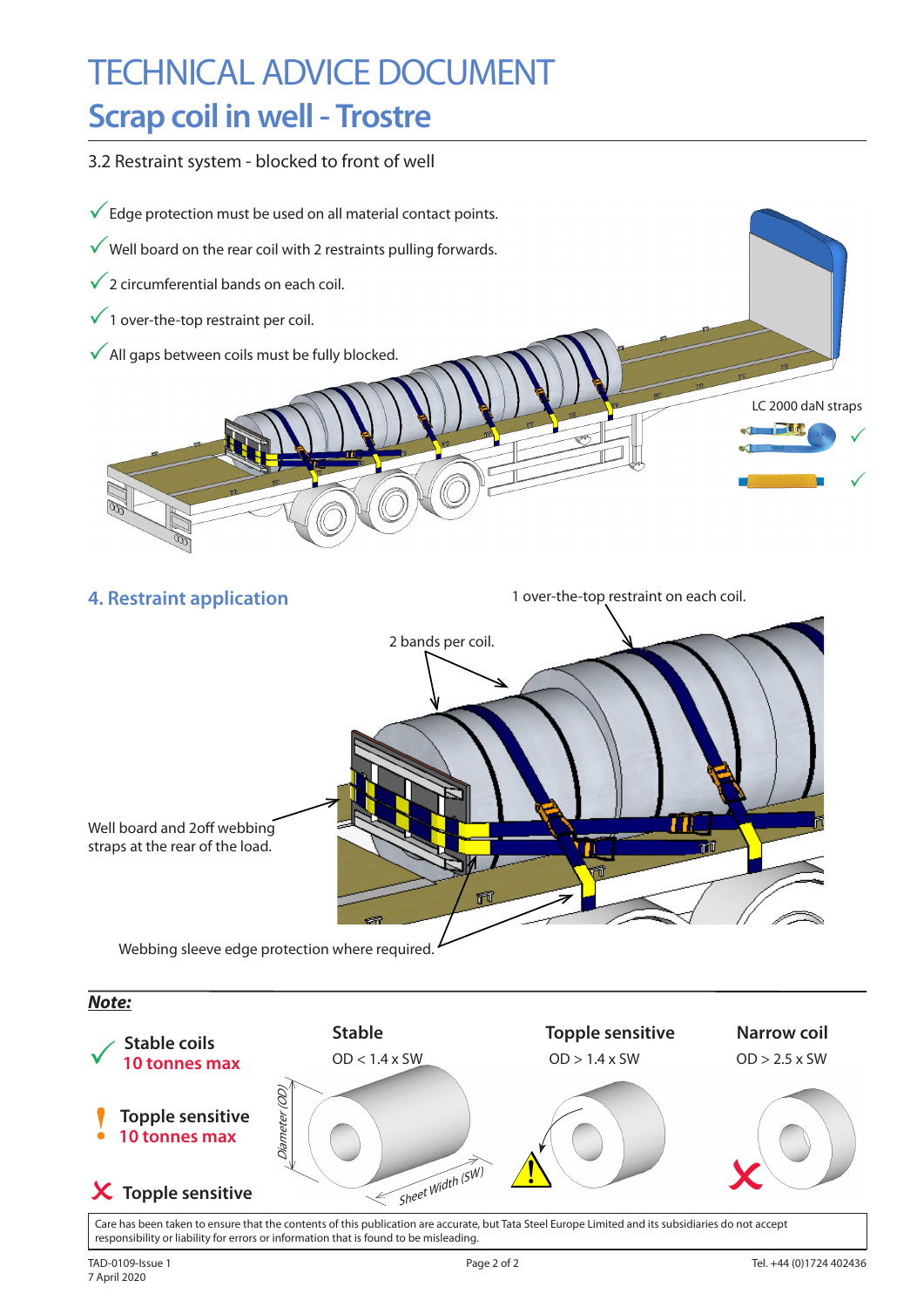# TECHNICAL ADVICE DOCUMENT

## Scrap coil in well - Trostre

3.2 Restraint system - blocked to front of well

✓ Edge protection must be used on all material contact points.

✓ Well board on the rear coil with 2 restraints pulling forwards.

✓ 2 circumferential bands on each coil.

✓ 1 over-the-top restraint per coil.

✓ All gaps between coils must be fully blocked.

LC 2000 daN straps ✓ ✓

## 4. Restraint application

1 over-the-top restraint on each coil.

2 bands per coil.

Well board and 2off webbing straps at the rear of the load.

Webbing sleeve edge protection where required.

***Note:***

✓ **Stable coils** **10 tonnes max**

! **Topple sensitive** **10 tonnes max**

✗ **Topple sensitive**

**Stable** OD < 1.4 x SW

**Topple sensitive** OD > 1.4 x SW

**Narrow coil** OD > 2.5 x SW

Diameter (OD)

Sheet Width (SW)

Care has been taken to ensure that the contents of this publication are accurate, but Tata Steel Europe Limited and its subsidiaries do not accept responsibility or liability for errors or information that is found to be misleading.

TAD-0109-Issue 1
7 April 2020

Tel. +44 (0)1724 402436